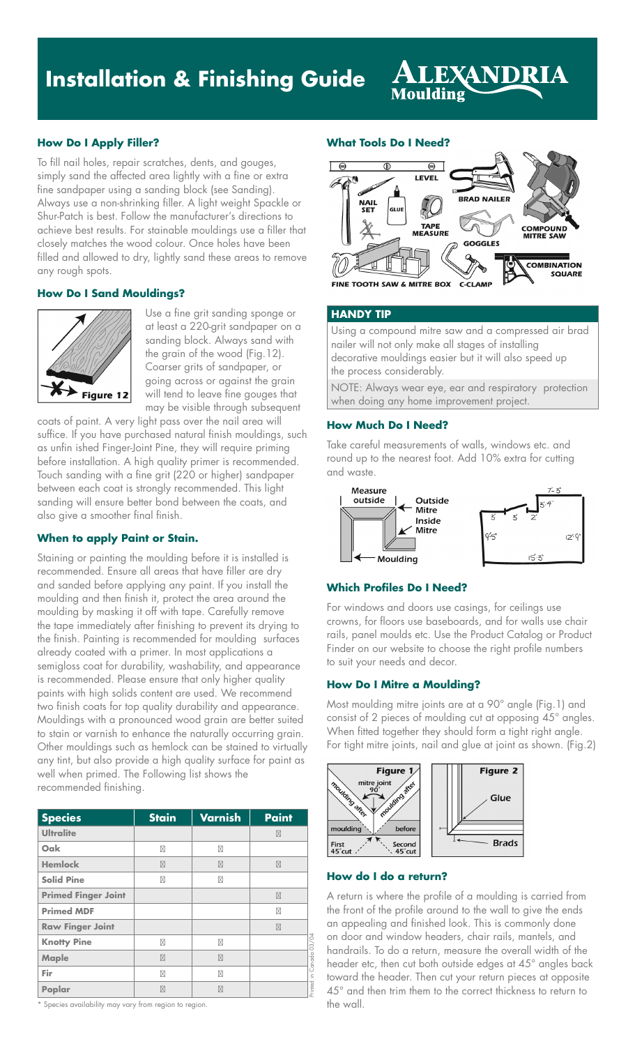# Installation & Finishing Guide

**ALEXANDRIA Moulding**

### How Do I Apply Filler?

To fill nail holes, repair scratches, dents, and gouges, simply sand the affected area lightly with a fine or extra fine sandpaper using a sanding block (see Sanding). Always use a non-shrinking filler. A light weight Spackle or Shur-Patch is best. Follow the manufacturer's directions to achieve best results. For stainable mouldings use a filler that closely matches the wood colour. Once holes have been filled and allowed to dry, lightly sand these areas to remove any rough spots.

### How Do I Sand Mouldings?

Figure 12

Use a fine grit sanding sponge or at least a 220-grit sandpaper on a sanding block. Always sand with the grain of the wood (Fig.12). Coarser grits of sandpaper, or going across or against the grain will tend to leave fine gouges that may be visible through subsequent coats of paint. A very light pass over the nail area will suffice. If you have purchased natural finish mouldings, such as unfin ished Finger-Joint Pine, they will require priming before installation. A high quality primer is recommended. Touch sanding with a fine grit (220 or higher) sandpaper between each coat is strongly recommended. This light sanding will ensure better bond between the coats, and also give a smoother final finish.

### When to apply Paint or Stain.

Staining or painting the moulding before it is installed is recommended. Ensure all areas that have filler are dry and sanded before applying any paint. If you install the moulding and then finish it, protect the area around the moulding by masking it off with tape. Carefully remove the tape immediately after finishing to prevent its drying to the finish. Painting is recommended for moulding surfaces already coated with a primer. In most applications a semigloss coat for durability, washability, and appearance is recommended. Please ensure that only higher quality paints with high solids content are used. We recommend two finish coats for top quality durability and appearance. Mouldings with a pronounced wood grain are better suited to stain or varnish to enhance the naturally occurring grain. Other mouldings such as hemlock can be stained to virtually any tint, but also provide a high quality surface for paint as well when primed. The Following list shows the recommended finishing.

| Species | Stain | Varnish | Paint |
|---|---|---|---|
| Ultralite | | | ☒ |
| Oak | ☒ | ☒ | |
| Hemlock | ☒ | ☒ | ☒ |
| Solid Pine | ☒ | ☒ | |
| Primed Finger Joint | | | ☒ |
| Primed MDF | | | ☒ |
| Raw Finger Joint | | | ☒ |
| Knotty Pine | ☒ | ☒ | |
| Maple | ☒ | ☒ | |
| Fir | ☒ | ☒ | |
| Poplar | ☒ | ☒ | |

\* Species availability may vary from region to region.

Printed in Canada 03/04

### What Tools Do I Need?

LEVEL, NAIL SET, GLUE, TAPE MEASURE, BRAD NAILER, GOGGLES, COMPOUND MITRE SAW, COMBINATION SQUARE, FINE TOOTH SAW & MITRE BOX, C-CLAMP

### HANDY TIP

Using a compound mitre saw and a compressed air brad nailer will not only make all stages of installing decorative mouldings easier but it will also speed up the process considerably.

NOTE: Always wear eye, ear and respiratory protection when doing any home improvement project.

### How Much Do I Need?

Take careful measurements of walls, windows etc. and round up to the nearest foot. Add 10% extra for cutting and waste.

Measure outside — Outside Mitre — Inside Mitre — Moulding

7'-3" 3'4" 3' 3' 2' 9'5" 12'9" 15'3"

### Which Profiles Do I Need?

For windows and doors use casings, for ceilings use crowns, for floors use baseboards, and for walls use chair rails, panel moulds etc. Use the Product Catalog or Product Finder on our website to choose the right profile numbers to suit your needs and decor.

### How Do I Mitre a Moulding?

Most moulding mitre joints are at a 90° angle (Fig.1) and consist of 2 pieces of moulding cut at opposing 45° angles. When fitted together they should form a tight right angle. For tight mitre joints, nail and glue at joint as shown. (Fig.2)

Figure 1: mitre joint 90°, moulding after, moulding after, moulding, before, First 45°cut, Second 45°cut

Figure 2: Glue, Brads

### How do I do a return?

A return is where the profile of a moulding is carried from the front of the profile around to the wall to give the ends an appealing and finished look. This is commonly done on door and window headers, chair rails, mantels, and handrails. To do a return, measure the overall width of the header etc, then cut both outside edges at 45° angles back toward the header. Then cut your return pieces at opposite 45° and then trim them to the correct thickness to return to the wall.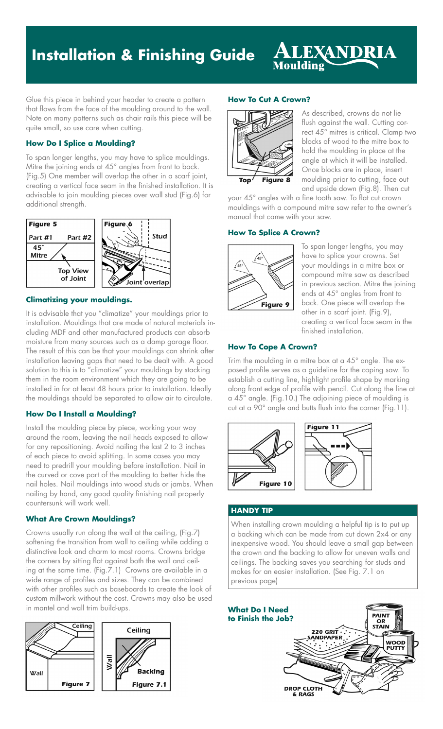# Installation & Finishing Guide

Alexandria Moulding

Glue this piece in behind your header to create a pattern that flows from the face of the moulding around to the wall. Note on many patterns such as chair rails this piece will be quite small, so use care when cutting.

### How Do I Splice a Moulding?

To span longer lengths, you may have to splice mouldings. Mitre the joining ends at 45° angles from front to back. (Fig.5) One member will overlap the other in a scarf joint, creating a vertical face seam in the finished installation. It is advisable to join moulding pieces over wall stud (Fig.6) for additional strength.

Figure 5

Part #1

Part #2

45° Mitre

Top View of Joint

Figure 6

Stud

Joint overlap

### Climatizing your mouldings.

It is advisable that you "climatize" your mouldings prior to installation. Mouldings that are made of natural materials including MDF and other manufactured products can absorb moisture from many sources such as a damp garage floor. The result of this can be that your mouldings can shrink after installation leaving gaps that need to be dealt with. A good solution to this is to "climatize" your mouldings by stacking them in the room environment which they are going to be installed in for at least 48 hours prior to installation. Ideally the mouldings should be separated to allow air to circulate.

### How Do I Install a Moulding?

Install the moulding piece by piece, working your way around the room, leaving the nail heads exposed to allow for any repositioning. Avoid nailing the last 2 to 3 inches of each piece to avoid splitting. In some cases you may need to predrill your moulding before installation. Nail in the curved or cove part of the moulding to better hide the nail holes. Nail mouldings into wood studs or jambs. When nailing by hand, any good quality finishing nail properly countersunk will work well.

### What Are Crown Mouldings?

Crowns usually run along the wall at the ceiling, (Fig.7) softening the transition from wall to ceiling while adding a distinctive look and charm to most rooms. Crowns bridge the corners by sitting flat against both the wall and ceiling at the same time. (Fig.7.1) Crowns are available in a wide range of profiles and sizes. They can be combined with other profiles such as baseboards to create the look of custom millwork without the cost. Crowns may also be used in mantel and wall trim build-ups.

Ceiling

Wall

Figure 7

Ceiling

Wall

Backing

Figure 7.1

### How To Cut A Crown?

Top

Figure 8

As described, crowns do not lie flush against the wall. Cutting correct 45° mitres is critical. Clamp two blocks of wood to the mitre box to hold the moulding in place at the angle at which it will be installed. Once blocks are in place, insert moulding prior to cutting, face out and upside down (Fig.8). Then cut your 45° angles with a fine tooth saw. To flat cut crown mouldings with a compound mitre saw refer to the owner's manual that came with your saw.

### How To Splice A Crown?

45°

45°

Figure 9

To span longer lengths, you may have to splice your crowns. Set your mouldings in a mitre box or compound mitre saw as described in previous section. Mitre the joining ends at 45° angles from front to back. One piece will overlap the other in a scarf joint. (Fig.9), creating a vertical face seam in the finished installation.

### How To Cope A Crown?

Trim the moulding in a mitre box at a 45° angle. The exposed profile serves as a guideline for the coping saw. To establish a cutting line, highlight profile shape by marking along front edge of profile with pencil. Cut along the line at a 45° angle. (Fig.10.) The adjoining piece of moulding is cut at a 90° angle and butts flush into the corner (Fig.11).

Figure 10

Figure 11

### HANDY TIP

When installing crown moulding a helpful tip is to put up a backing which can be made from cut down 2x4 or any inexpensive wood. You should leave a small gap between the crown and the backing to allow for uneven walls and ceilings. The backing saves you searching for studs and makes for an easier installation. (See Fig. 7.1 on previous page)

### What Do I Need to Finish the Job?

PAINT OR STAIN

220 GRIT SANDPAPER

WOOD PUTTY

DROP CLOTH & RAGS